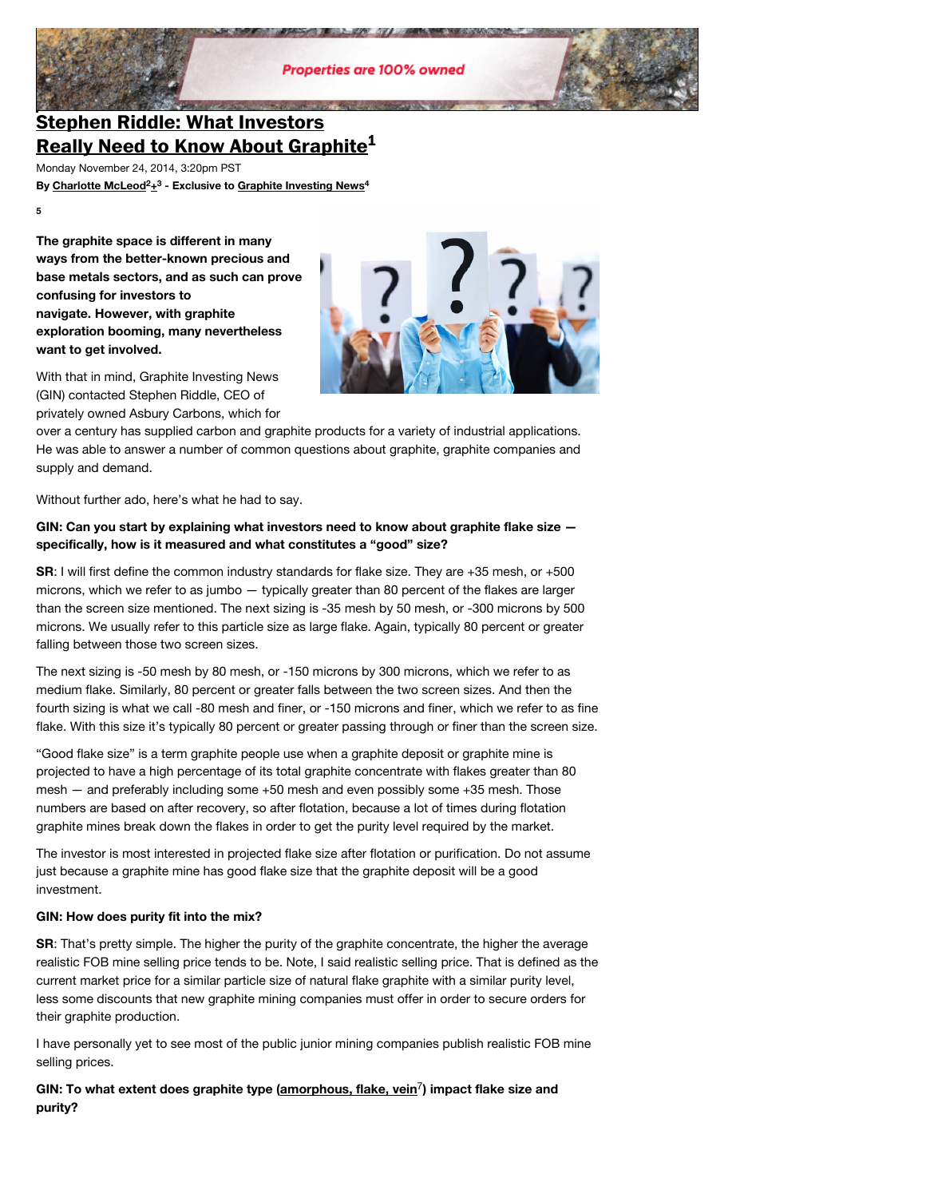Properties are 100% owned

# Stephen Riddle: What Investors Really Need to Know About Graphite[1]

Monday November 24, 2014, 3:20pm PST

By Charlotte McLeod[2]+[3] - Exclusive to Graphite Investing News[4]

5

**The graphite space is different in many ways from the better-known precious and base metals sectors, and as such can prove confusing for investors to navigate. However, with graphite exploration booming, many nevertheless want to get involved.**

With that in mind, Graphite Investing News (GIN) contacted Stephen Riddle, CEO of privately owned Asbury Carbons, which for over a century has supplied carbon and graphite products for a variety of industrial applications. He was able to answer a number of common questions about graphite, graphite companies and supply and demand.

Without further ado, here's what he had to say.

**GIN: Can you start by explaining what investors need to know about graphite flake size — specifically, how is it measured and what constitutes a "good" size?**

**SR**: I will first define the common industry standards for flake size. They are +35 mesh, or +500 microns, which we refer to as jumbo — typically greater than 80 percent of the flakes are larger than the screen size mentioned. The next sizing is -35 mesh by 50 mesh, or -300 microns by 500 microns. We usually refer to this particle size as large flake. Again, typically 80 percent or greater falling between those two screen sizes.

The next sizing is -50 mesh by 80 mesh, or -150 microns by 300 microns, which we refer to as medium flake. Similarly, 80 percent or greater falls between the two screen sizes. And then the fourth sizing is what we call -80 mesh and finer, or -150 microns and finer, which we refer to as fine flake. With this size it's typically 80 percent or greater passing through or finer than the screen size.

"Good flake size" is a term graphite people use when a graphite deposit or graphite mine is projected to have a high percentage of its total graphite concentrate with flakes greater than 80 mesh — and preferably including some +50 mesh and even possibly some +35 mesh. Those numbers are based on after recovery, so after flotation, because a lot of times during flotation graphite mines break down the flakes in order to get the purity level required by the market.

The investor is most interested in projected flake size after flotation or purification. Do not assume just because a graphite mine has good flake size that the graphite deposit will be a good investment.

**GIN: How does purity fit into the mix?**

**SR**: That's pretty simple. The higher the purity of the graphite concentrate, the higher the average realistic FOB mine selling price tends to be. Note, I said realistic selling price. That is defined as the current market price for a similar particle size of natural flake graphite with a similar purity level, less some discounts that new graphite mining companies must offer in order to secure orders for their graphite production.

I have personally yet to see most of the public junior mining companies publish realistic FOB mine selling prices.

**GIN: To what extent does graphite type (amorphous, flake, vein[7]) impact flake size and purity?**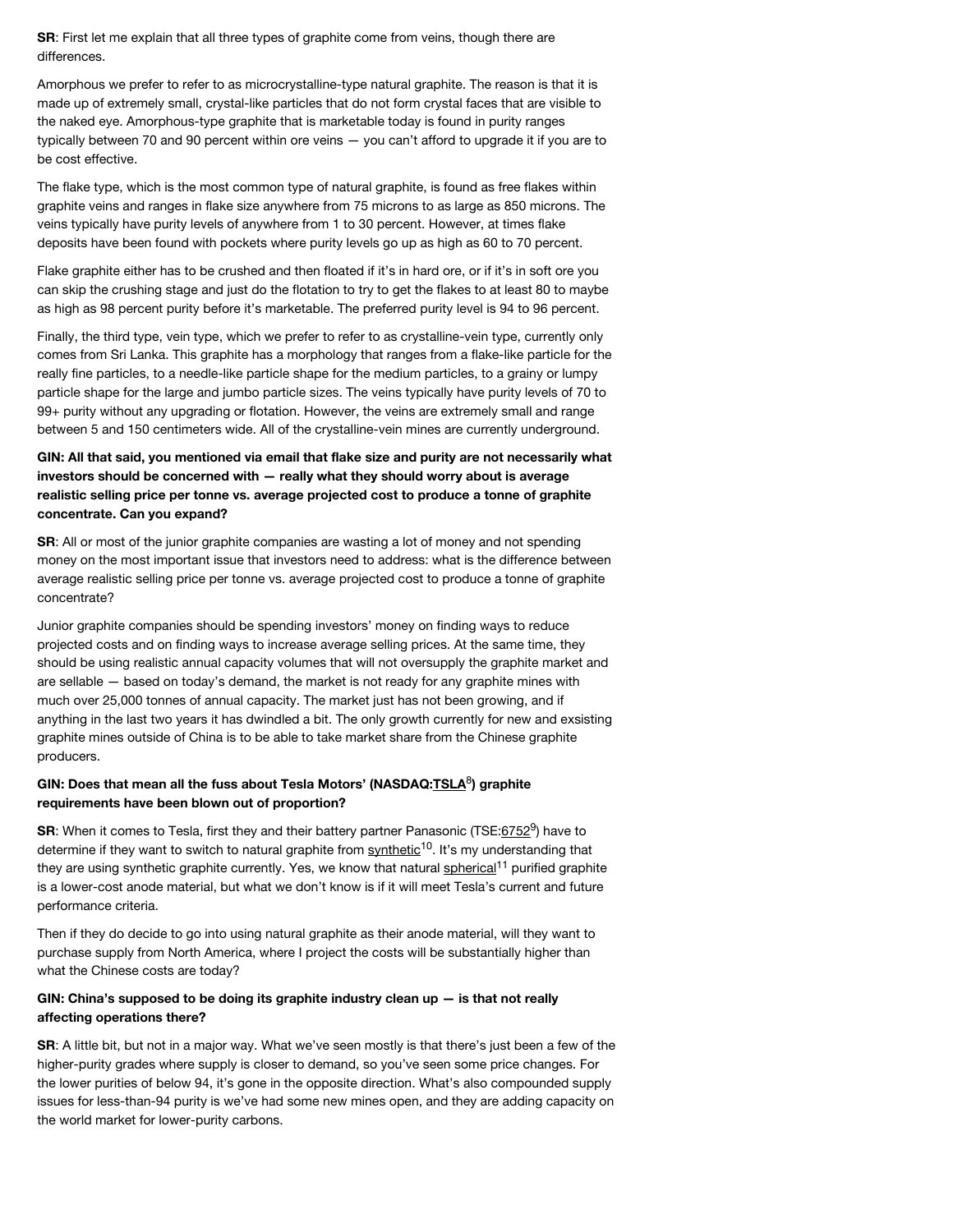**SR**: First let me explain that all three types of graphite come from veins, though there are differences.

Amorphous we prefer to refer to as microcrystalline-type natural graphite. The reason is that it is made up of extremely small, crystal-like particles that do not form crystal faces that are visible to the naked eye. Amorphous-type graphite that is marketable today is found in purity ranges typically between 70 and 90 percent within ore veins — you can't afford to upgrade it if you are to be cost effective.

The flake type, which is the most common type of natural graphite, is found as free flakes within graphite veins and ranges in flake size anywhere from 75 microns to as large as 850 microns. The veins typically have purity levels of anywhere from 1 to 30 percent. However, at times flake deposits have been found with pockets where purity levels go up as high as 60 to 70 percent.

Flake graphite either has to be crushed and then floated if it's in hard ore, or if it's in soft ore you can skip the crushing stage and just do the flotation to try to get the flakes to at least 80 to maybe as high as 98 percent purity before it's marketable. The preferred purity level is 94 to 96 percent.

Finally, the third type, vein type, which we prefer to refer to as crystalline-vein type, currently only comes from Sri Lanka. This graphite has a morphology that ranges from a flake-like particle for the really fine particles, to a needle-like particle shape for the medium particles, to a grainy or lumpy particle shape for the large and jumbo particle sizes. The veins typically have purity levels of 70 to 99+ purity without any upgrading or flotation. However, the veins are extremely small and range between 5 and 150 centimeters wide. All of the crystalline-vein mines are currently underground.

**GIN: All that said, you mentioned via email that flake size and purity are not necessarily what investors should be concerned with — really what they should worry about is average realistic selling price per tonne vs. average projected cost to produce a tonne of graphite concentrate. Can you expand?**

**SR**: All or most of the junior graphite companies are wasting a lot of money and not spending money on the most important issue that investors need to address: what is the difference between average realistic selling price per tonne vs. average projected cost to produce a tonne of graphite concentrate?

Junior graphite companies should be spending investors' money on finding ways to reduce projected costs and on finding ways to increase average selling prices. At the same time, they should be using realistic annual capacity volumes that will not oversupply the graphite market and are sellable — based on today's demand, the market is not ready for any graphite mines with much over 25,000 tonnes of annual capacity. The market just has not been growing, and if anything in the last two years it has dwindled a bit. The only growth currently for new and exsisting graphite mines outside of China is to be able to take market share from the Chinese graphite producers.

**GIN: Does that mean all the fuss about Tesla Motors' (NASDAQ:TSLA[8]) graphite requirements have been blown out of proportion?**

**SR**: When it comes to Tesla, first they and their battery partner Panasonic (TSE:6752[9]) have to determine if they want to switch to natural graphite from synthetic[10]. It's my understanding that they are using synthetic graphite currently. Yes, we know that natural spherical[11] purified graphite is a lower-cost anode material, but what we don't know is if it will meet Tesla's current and future performance criteria.

Then if they do decide to go into using natural graphite as their anode material, will they want to purchase supply from North America, where I project the costs will be substantially higher than what the Chinese costs are today?

**GIN: China's supposed to be doing its graphite industry clean up — is that not really affecting operations there?**

**SR**: A little bit, but not in a major way. What we've seen mostly is that there's just been a few of the higher-purity grades where supply is closer to demand, so you've seen some price changes. For the lower purities of below 94, it's gone in the opposite direction. What's also compounded supply issues for less-than-94 purity is we've had some new mines open, and they are adding capacity on the world market for lower-purity carbons.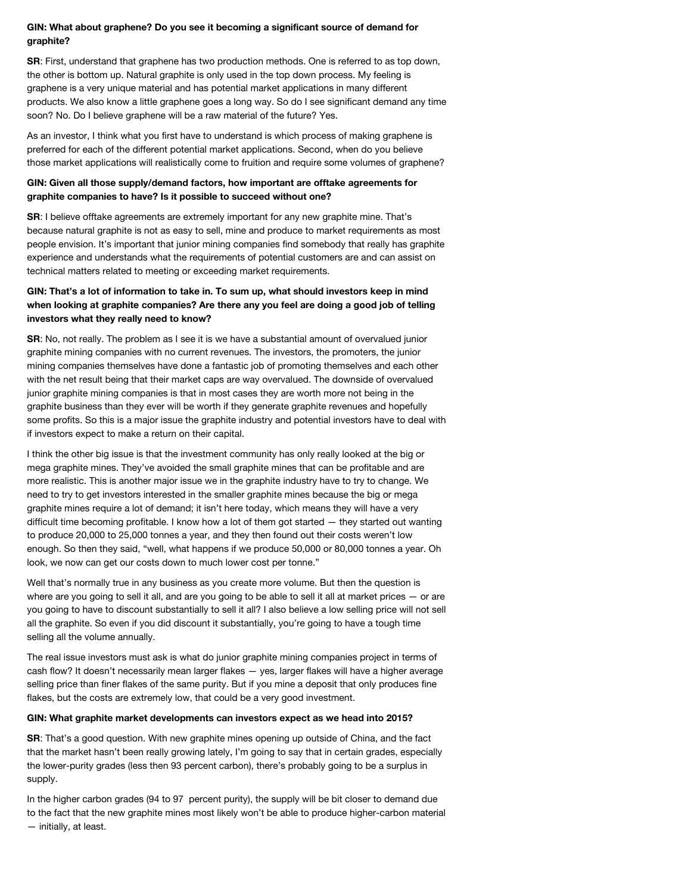**GIN: What about graphene? Do you see it becoming a significant source of demand for graphite?**

**SR**: First, understand that graphene has two production methods. One is referred to as top down, the other is bottom up. Natural graphite is only used in the top down process. My feeling is graphene is a very unique material and has potential market applications in many different products. We also know a little graphene goes a long way. So do I see significant demand any time soon? No. Do I believe graphene will be a raw material of the future? Yes.

As an investor, I think what you first have to understand is which process of making graphene is preferred for each of the different potential market applications. Second, when do you believe those market applications will realistically come to fruition and require some volumes of graphene?

**GIN: Given all those supply/demand factors, how important are offtake agreements for graphite companies to have? Is it possible to succeed without one?**

**SR**: I believe offtake agreements are extremely important for any new graphite mine. That's because natural graphite is not as easy to sell, mine and produce to market requirements as most people envision. It's important that junior mining companies find somebody that really has graphite experience and understands what the requirements of potential customers are and can assist on technical matters related to meeting or exceeding market requirements.

**GIN: That's a lot of information to take in. To sum up, what should investors keep in mind when looking at graphite companies? Are there any you feel are doing a good job of telling investors what they really need to know?**

**SR**: No, not really. The problem as I see it is we have a substantial amount of overvalued junior graphite mining companies with no current revenues. The investors, the promoters, the junior mining companies themselves have done a fantastic job of promoting themselves and each other with the net result being that their market caps are way overvalued. The downside of overvalued junior graphite mining companies is that in most cases they are worth more not being in the graphite business than they ever will be worth if they generate graphite revenues and hopefully some profits. So this is a major issue the graphite industry and potential investors have to deal with if investors expect to make a return on their capital.

I think the other big issue is that the investment community has only really looked at the big or mega graphite mines. They've avoided the small graphite mines that can be profitable and are more realistic. This is another major issue we in the graphite industry have to try to change. We need to try to get investors interested in the smaller graphite mines because the big or mega graphite mines require a lot of demand; it isn't here today, which means they will have a very difficult time becoming profitable. I know how a lot of them got started — they started out wanting to produce 20,000 to 25,000 tonnes a year, and they then found out their costs weren't low enough. So then they said, "well, what happens if we produce 50,000 or 80,000 tonnes a year. Oh look, we now can get our costs down to much lower cost per tonne."

Well that's normally true in any business as you create more volume. But then the question is where are you going to sell it all, and are you going to be able to sell it all at market prices — or are you going to have to discount substantially to sell it all? I also believe a low selling price will not sell all the graphite. So even if you did discount it substantially, you're going to have a tough time selling all the volume annually.

The real issue investors must ask is what do junior graphite mining companies project in terms of cash flow? It doesn't necessarily mean larger flakes — yes, larger flakes will have a higher average selling price than finer flakes of the same purity. But if you mine a deposit that only produces fine flakes, but the costs are extremely low, that could be a very good investment.

**GIN: What graphite market developments can investors expect as we head into 2015?**

**SR**: That's a good question. With new graphite mines opening up outside of China, and the fact that the market hasn't been really growing lately, I'm going to say that in certain grades, especially the lower-purity grades (less then 93 percent carbon), there's probably going to be a surplus in supply.

In the higher carbon grades (94 to 97 percent purity), the supply will be bit closer to demand due to the fact that the new graphite mines most likely won't be able to produce higher-carbon material — initially, at least.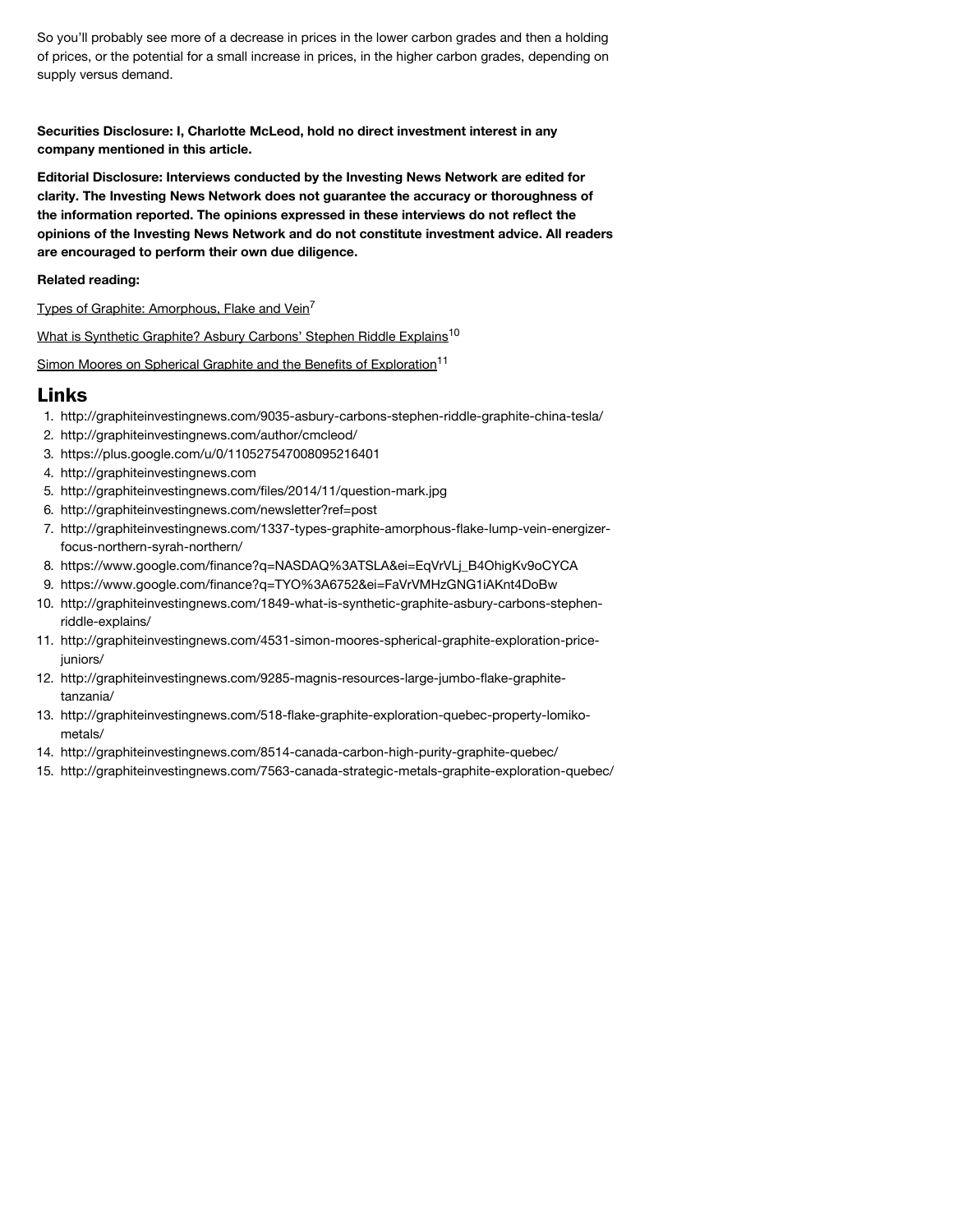So you'll probably see more of a decrease in prices in the lower carbon grades and then a holding of prices, or the potential for a small increase in prices, in the higher carbon grades, depending on supply versus demand.

**Securities Disclosure: I, Charlotte McLeod, hold no direct investment interest in any company mentioned in this article.**

**Editorial Disclosure: Interviews conducted by the Investing News Network are edited for clarity. The Investing News Network does not guarantee the accuracy or thoroughness of the information reported. The opinions expressed in these interviews do not reflect the opinions of the Investing News Network and do not constitute investment advice. All readers are encouraged to perform their own due diligence.**

**Related reading:**

Types of Graphite: Amorphous, Flake and Vein[7]

What is Synthetic Graphite? Asbury Carbons' Stephen Riddle Explains[10]

Simon Moores on Spherical Graphite and the Benefits of Exploration[11]

## Links

1. http://graphiteinvestingnews.com/9035-asbury-carbons-stephen-riddle-graphite-china-tesla/
2. http://graphiteinvestingnews.com/author/cmcleod/
3. https://plus.google.com/u/0/110527547008095216401
4. http://graphiteinvestingnews.com
5. http://graphiteinvestingnews.com/files/2014/11/question-mark.jpg
6. http://graphiteinvestingnews.com/newsletter?ref=post
7. http://graphiteinvestingnews.com/1337-types-graphite-amorphous-flake-lump-vein-energizer-focus-northern-syrah-northern/
8. https://www.google.com/finance?q=NASDAQ%3ATSLA&ei=EqVrVLj_B4OhigKv9oCYCA
9. https://www.google.com/finance?q=TYO%3A6752&ei=FaVrVMHzGNG1iAKnt4DoBw
10. http://graphiteinvestingnews.com/1849-what-is-synthetic-graphite-asbury-carbons-stephen-riddle-explains/
11. http://graphiteinvestingnews.com/4531-simon-moores-spherical-graphite-exploration-price-juniors/
12. http://graphiteinvestingnews.com/9285-magnis-resources-large-jumbo-flake-graphite-tanzania/
13. http://graphiteinvestingnews.com/518-flake-graphite-exploration-quebec-property-lomiko-metals/
14. http://graphiteinvestingnews.com/8514-canada-carbon-high-purity-graphite-quebec/
15. http://graphiteinvestingnews.com/7563-canada-strategic-metals-graphite-exploration-quebec/